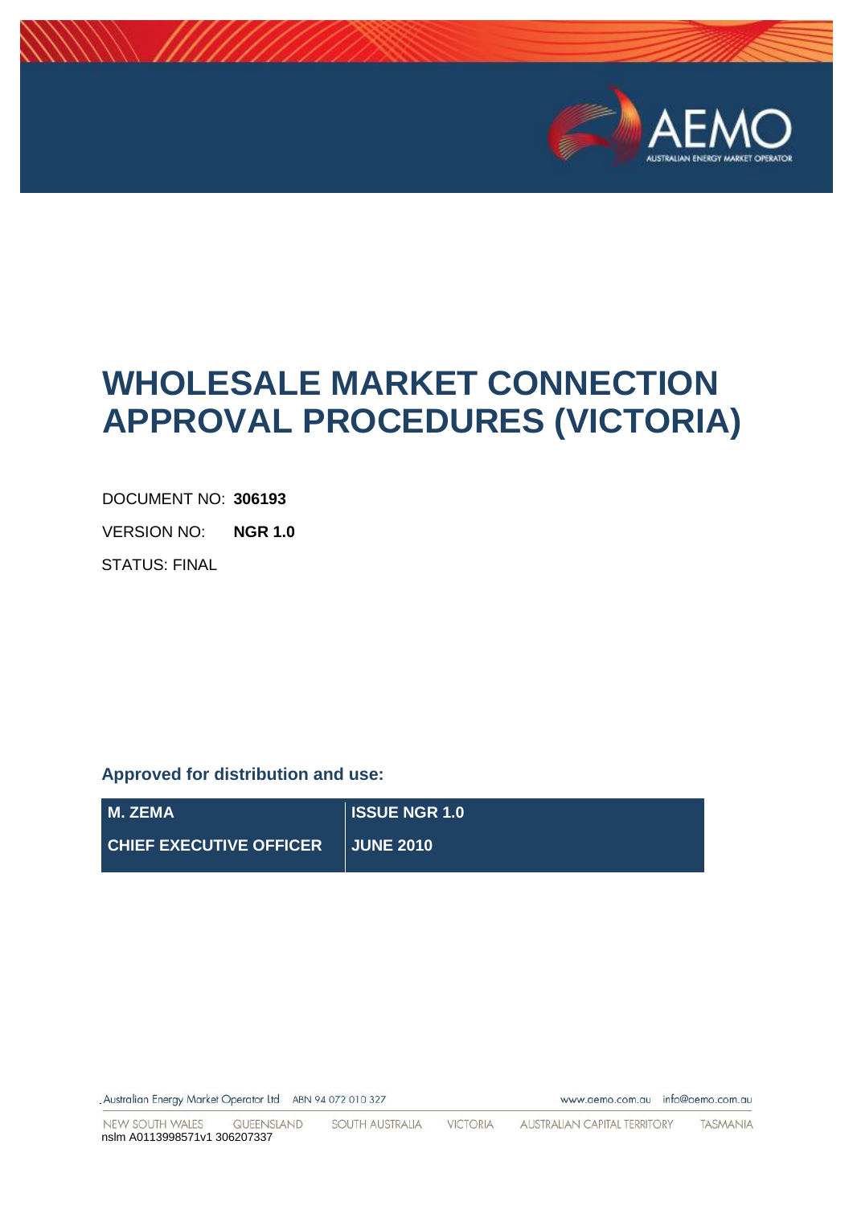# WHOLESALE MARKET CONNECTION APPROVAL PROCEDURES (VICTORIA)

DOCUMENT NO: **306193**

VERSION NO: **NGR 1.0**

STATUS: FINAL

**Approved for distribution and use:**

| | |
|---|---|
| **M. ZEMA** | **ISSUE NGR 1.0** |
| **CHIEF EXECUTIVE OFFICER** | **JUNE 2010** |

nslm A0113998571v1 306207337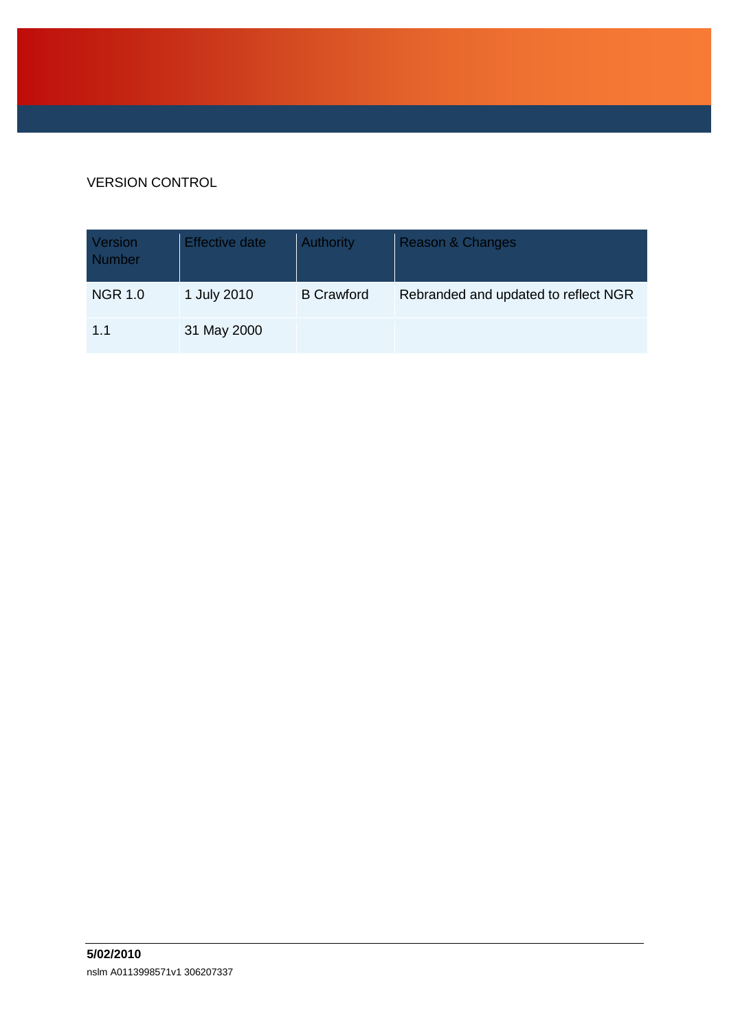VERSION CONTROL

| Version Number | Effective date | Authority | Reason & Changes |
|---|---|---|---|
| NGR 1.0 | 1 July 2010 | B Crawford | Rebranded and updated to reflect NGR |
| 1.1 | 31 May 2000 | | |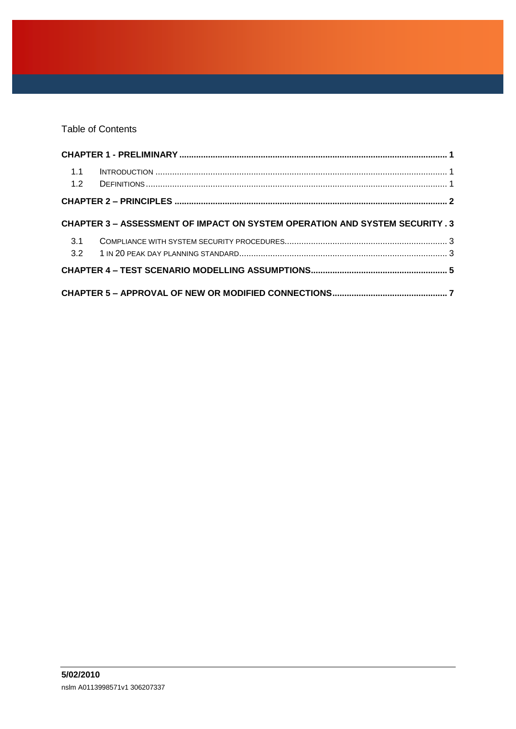Table of Contents

**CHAPTER 1 - PRELIMINARY** ..... **1**

1.1 INTRODUCTION ..... 1

1.2 DEFINITIONS ..... 1

**CHAPTER 2 – PRINCIPLES** ..... **2**

**CHAPTER 3 – ASSESSMENT OF IMPACT ON SYSTEM OPERATION AND SYSTEM SECURITY** . **3**

3.1 COMPLIANCE WITH SYSTEM SECURITY PROCEDURES ..... 3

3.2 1 IN 20 PEAK DAY PLANNING STANDARD ..... 3

**CHAPTER 4 – TEST SCENARIO MODELLING ASSUMPTIONS** ..... **5**

**CHAPTER 5 – APPROVAL OF NEW OR MODIFIED CONNECTIONS** ..... **7**

**5/02/2010**

nslm A0113998571v1 306207337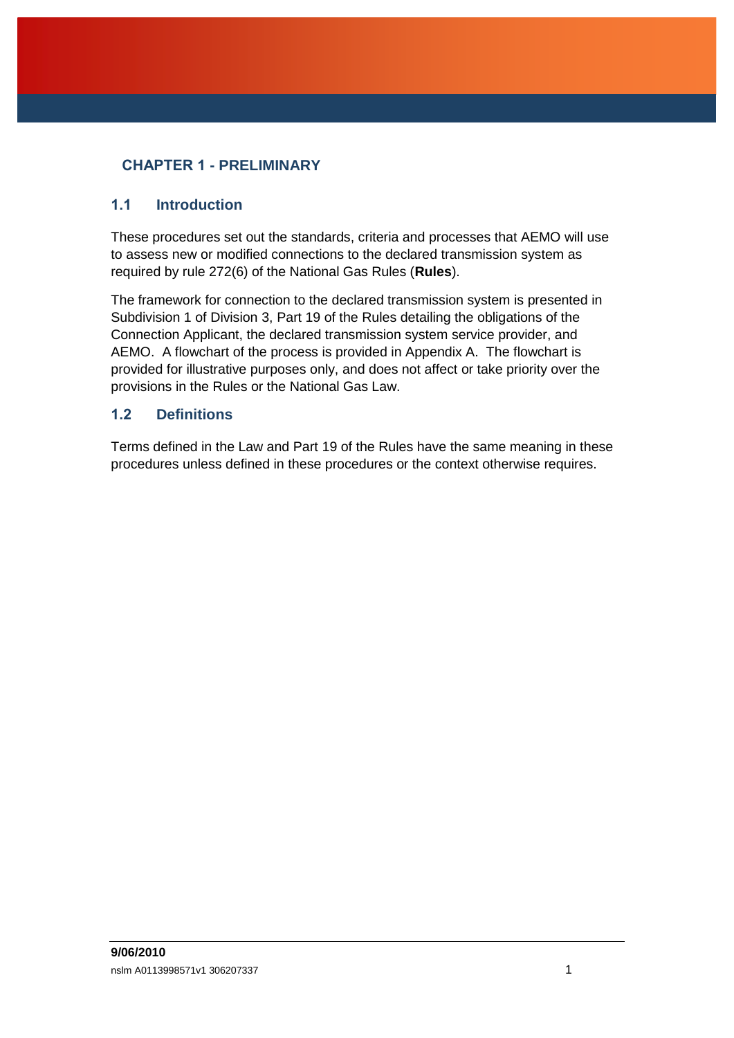# CHAPTER 1 - PRELIMINARY

## 1.1 Introduction

These procedures set out the standards, criteria and processes that AEMO will use to assess new or modified connections to the declared transmission system as required by rule 272(6) of the National Gas Rules (**Rules**).

The framework for connection to the declared transmission system is presented in Subdivision 1 of Division 3, Part 19 of the Rules detailing the obligations of the Connection Applicant, the declared transmission system service provider, and AEMO. A flowchart of the process is provided in Appendix A. The flowchart is provided for illustrative purposes only, and does not affect or take priority over the provisions in the Rules or the National Gas Law.

## 1.2 Definitions

Terms defined in the Law and Part 19 of the Rules have the same meaning in these procedures unless defined in these procedures or the context otherwise requires.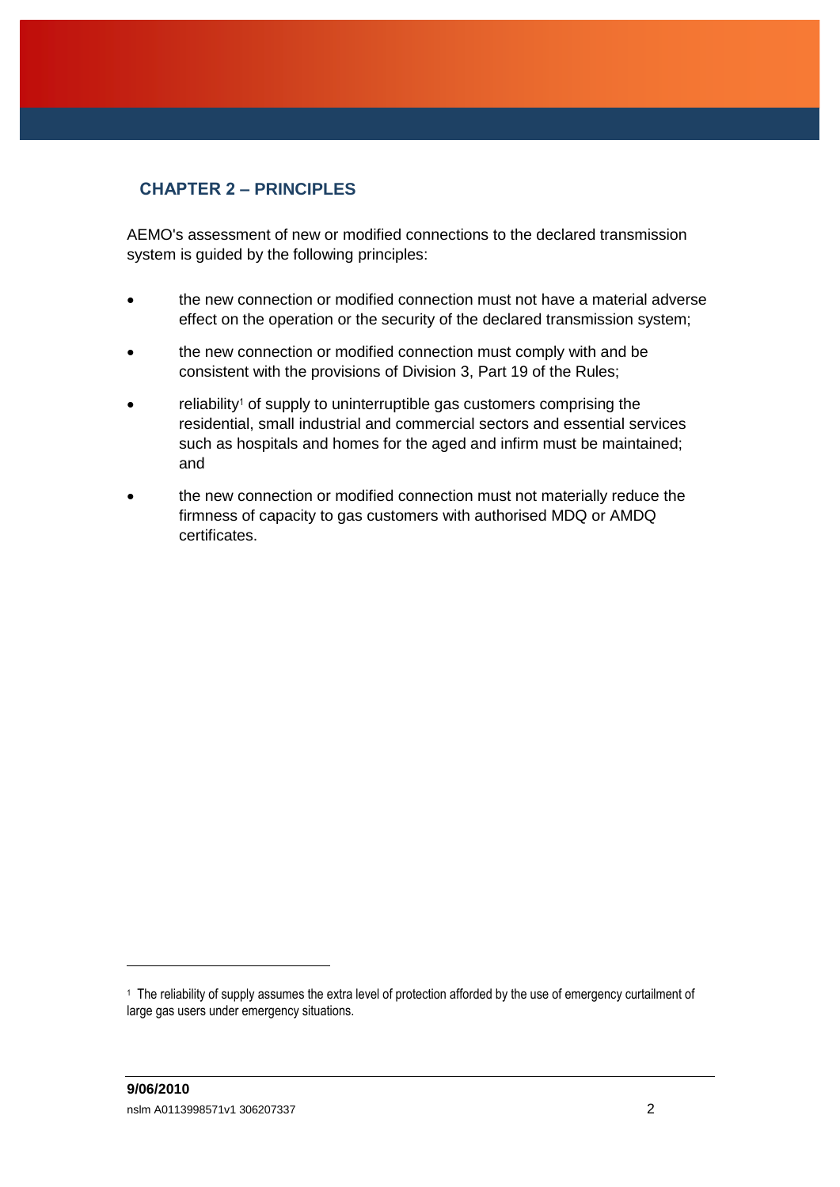## CHAPTER 2 – PRINCIPLES

AEMO's assessment of new or modified connections to the declared transmission system is guided by the following principles:

- the new connection or modified connection must not have a material adverse effect on the operation or the security of the declared transmission system;
- the new connection or modified connection must comply with and be consistent with the provisions of Division 3, Part 19 of the Rules;
- reliability[1] of supply to uninterruptible gas customers comprising the residential, small industrial and commercial sectors and essential services such as hospitals and homes for the aged and infirm must be maintained; and
- the new connection or modified connection must not materially reduce the firmness of capacity to gas customers with authorised MDQ or AMDQ certificates.

[1] The reliability of supply assumes the extra level of protection afforded by the use of emergency curtailment of large gas users under emergency situations.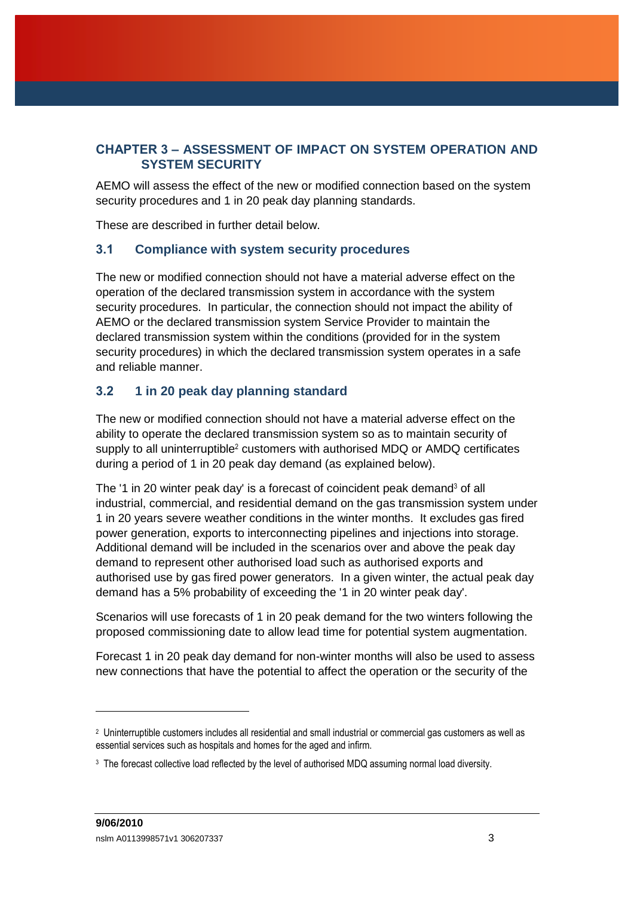## CHAPTER 3 – ASSESSMENT OF IMPACT ON SYSTEM OPERATION AND SYSTEM SECURITY

AEMO will assess the effect of the new or modified connection based on the system security procedures and 1 in 20 peak day planning standards.

These are described in further detail below.

### 3.1 Compliance with system security procedures

The new or modified connection should not have a material adverse effect on the operation of the declared transmission system in accordance with the system security procedures. In particular, the connection should not impact the ability of AEMO or the declared transmission system Service Provider to maintain the declared transmission system within the conditions (provided for in the system security procedures) in which the declared transmission system operates in a safe and reliable manner.

### 3.2 1 in 20 peak day planning standard

The new or modified connection should not have a material adverse effect on the ability to operate the declared transmission system so as to maintain security of supply to all uninterruptible[2] customers with authorised MDQ or AMDQ certificates during a period of 1 in 20 peak day demand (as explained below).

The '1 in 20 winter peak day' is a forecast of coincident peak demand[3] of all industrial, commercial, and residential demand on the gas transmission system under 1 in 20 years severe weather conditions in the winter months. It excludes gas fired power generation, exports to interconnecting pipelines and injections into storage. Additional demand will be included in the scenarios over and above the peak day demand to represent other authorised load such as authorised exports and authorised use by gas fired power generators. In a given winter, the actual peak day demand has a 5% probability of exceeding the '1 in 20 winter peak day'.

Scenarios will use forecasts of 1 in 20 peak demand for the two winters following the proposed commissioning date to allow lead time for potential system augmentation.

Forecast 1 in 20 peak day demand for non-winter months will also be used to assess new connections that have the potential to affect the operation or the security of the

---

[2] Uninterruptible customers includes all residential and small industrial or commercial gas customers as well as essential services such as hospitals and homes for the aged and infirm.

[3] The forecast collective load reflected by the level of authorised MDQ assuming normal load diversity.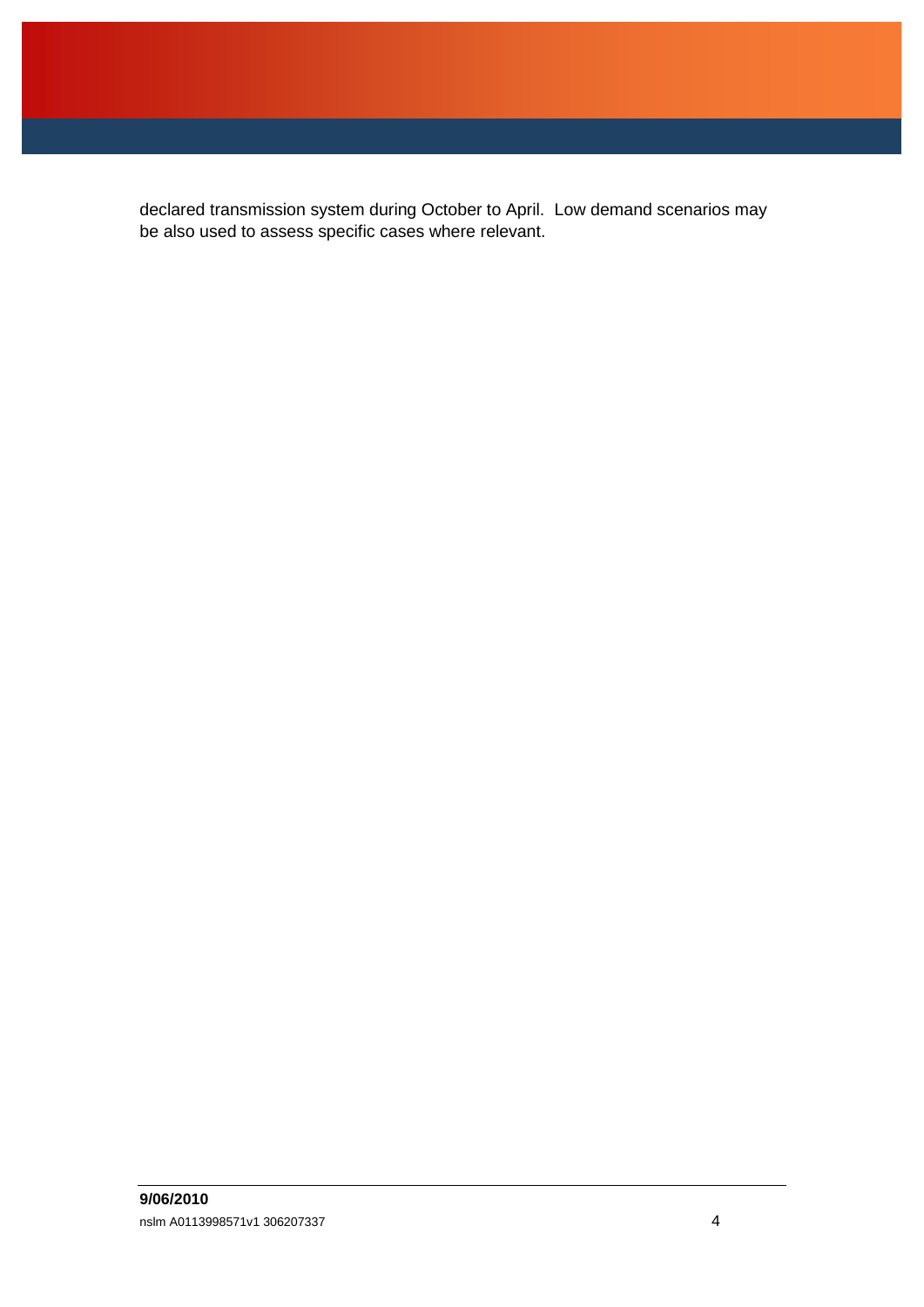declared transmission system during October to April.  Low demand scenarios may be also used to assess specific cases where relevant.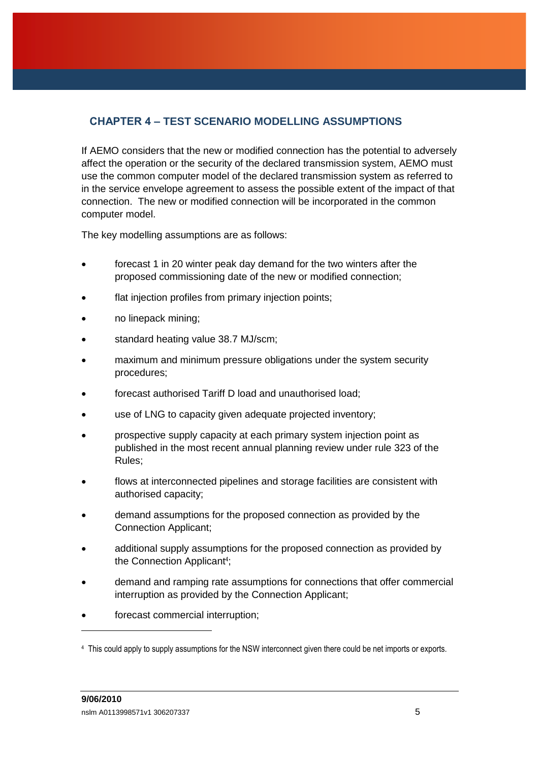## CHAPTER 4 – TEST SCENARIO MODELLING ASSUMPTIONS

If AEMO considers that the new or modified connection has the potential to adversely affect the operation or the security of the declared transmission system, AEMO must use the common computer model of the declared transmission system as referred to in the service envelope agreement to assess the possible extent of the impact of that connection. The new or modified connection will be incorporated in the common computer model.

The key modelling assumptions are as follows:

- forecast 1 in 20 winter peak day demand for the two winters after the proposed commissioning date of the new or modified connection;
- flat injection profiles from primary injection points;
- no linepack mining;
- standard heating value 38.7 MJ/scm;
- maximum and minimum pressure obligations under the system security procedures;
- forecast authorised Tariff D load and unauthorised load;
- use of LNG to capacity given adequate projected inventory;
- prospective supply capacity at each primary system injection point as published in the most recent annual planning review under rule 323 of the Rules;
- flows at interconnected pipelines and storage facilities are consistent with authorised capacity;
- demand assumptions for the proposed connection as provided by the Connection Applicant;
- additional supply assumptions for the proposed connection as provided by the Connection Applicant[4];
- demand and ramping rate assumptions for connections that offer commercial interruption as provided by the Connection Applicant;
- forecast commercial interruption;

[4] This could apply to supply assumptions for the NSW interconnect given there could be net imports or exports.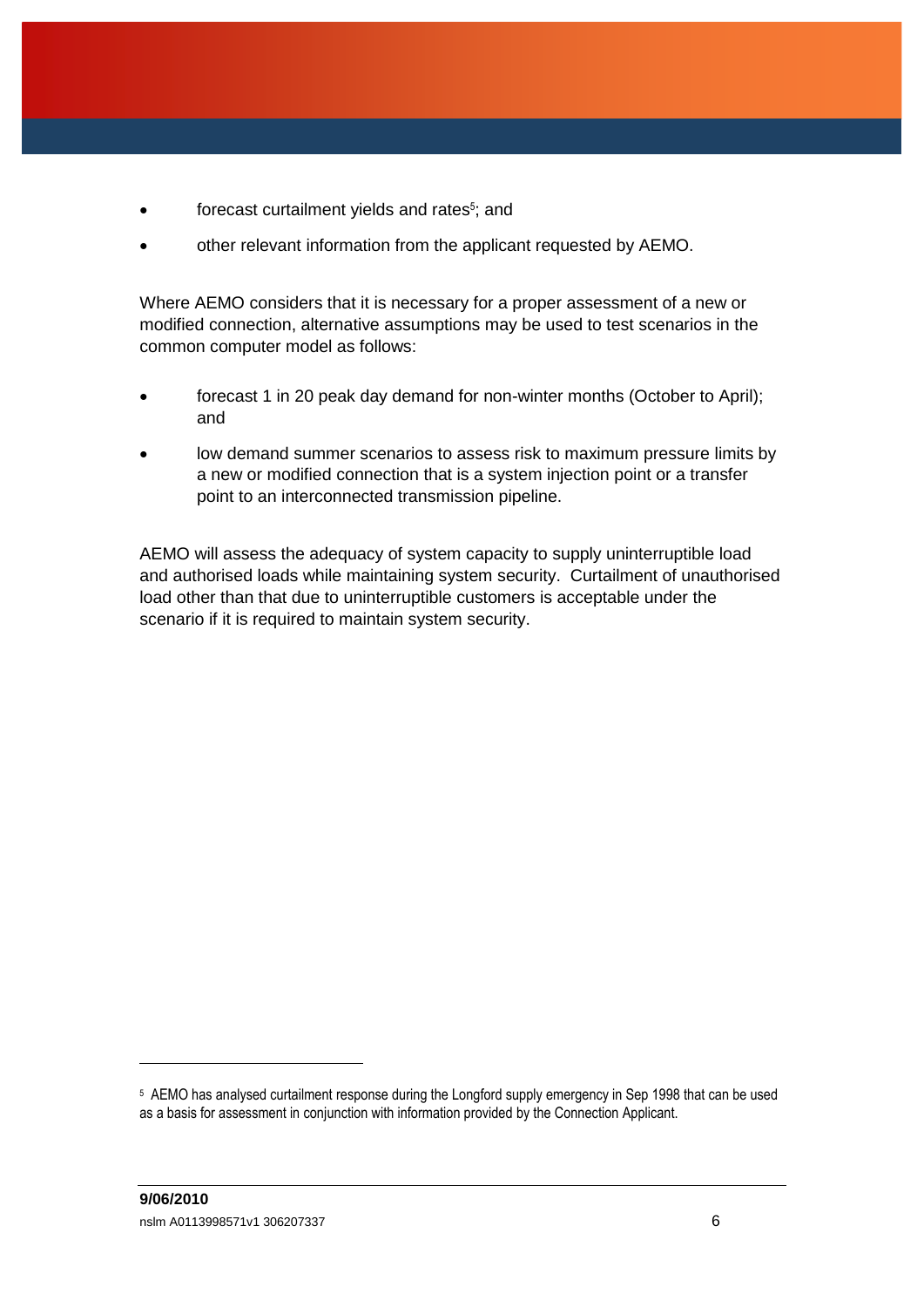- forecast curtailment yields and rates[5]; and
- other relevant information from the applicant requested by AEMO.

Where AEMO considers that it is necessary for a proper assessment of a new or modified connection, alternative assumptions may be used to test scenarios in the common computer model as follows:

- forecast 1 in 20 peak day demand for non-winter months (October to April); and
- low demand summer scenarios to assess risk to maximum pressure limits by a new or modified connection that is a system injection point or a transfer point to an interconnected transmission pipeline.

AEMO will assess the adequacy of system capacity to supply uninterruptible load and authorised loads while maintaining system security. Curtailment of unauthorised load other than that due to uninterruptible customers is acceptable under the scenario if it is required to maintain system security.

[5] AEMO has analysed curtailment response during the Longford supply emergency in Sep 1998 that can be used as a basis for assessment in conjunction with information provided by the Connection Applicant.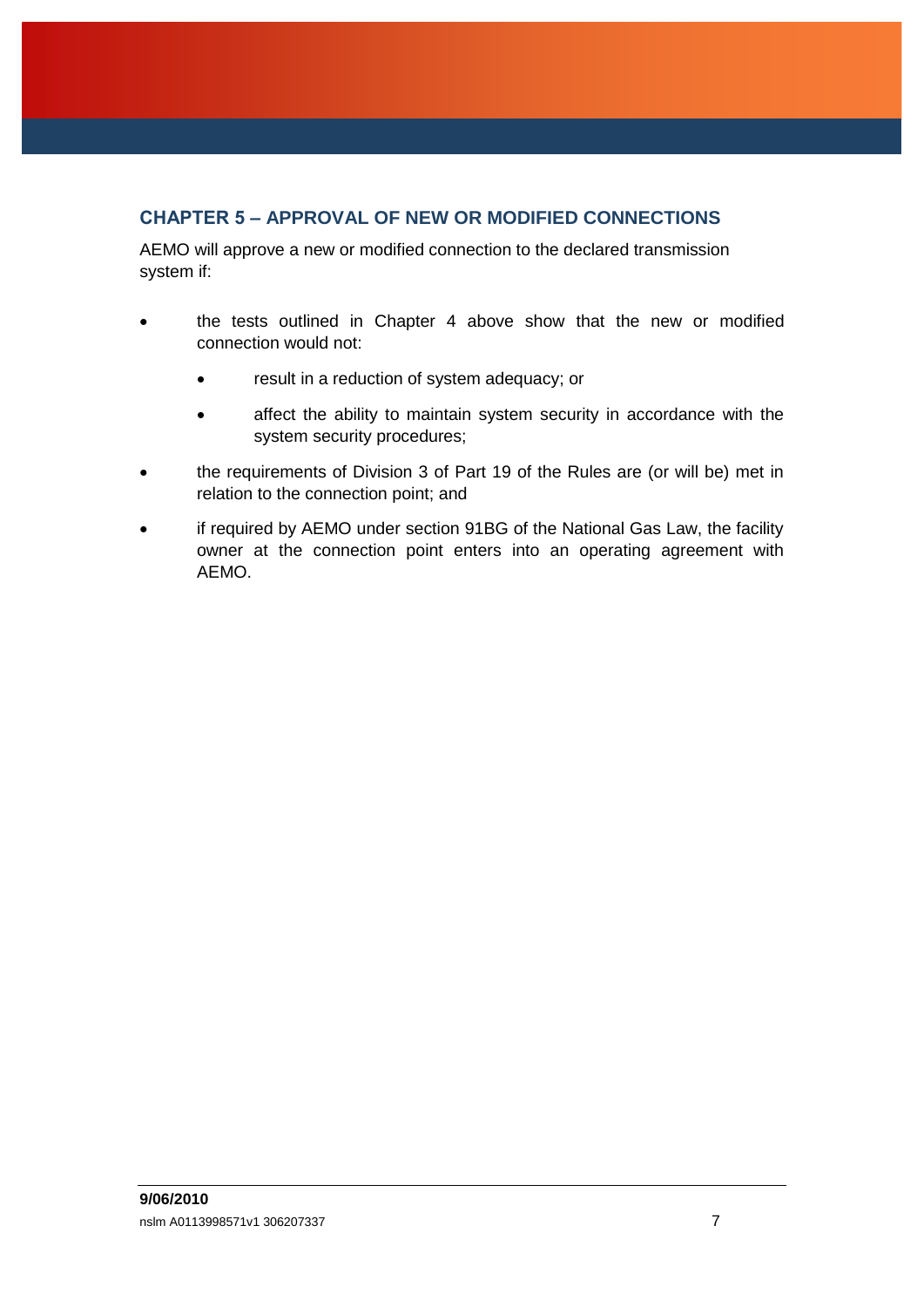## CHAPTER 5 – APPROVAL OF NEW OR MODIFIED CONNECTIONS

AEMO will approve a new or modified connection to the declared transmission system if:

- the tests outlined in Chapter 4 above show that the new or modified connection would not:
    - result in a reduction of system adequacy; or
    - affect the ability to maintain system security in accordance with the system security procedures;
- the requirements of Division 3 of Part 19 of the Rules are (or will be) met in relation to the connection point; and
- if required by AEMO under section 91BG of the National Gas Law, the facility owner at the connection point enters into an operating agreement with AEMO.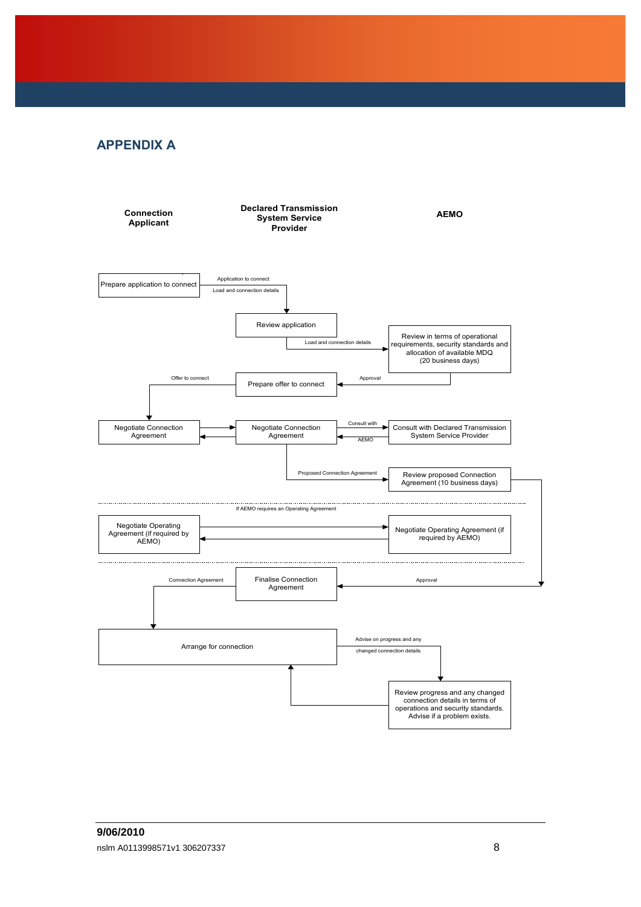# APPENDIX A

Connection Applicant

Declared Transmission System Service Provider

AEMO

Prepare application to connect

Application to connect

Load and connection details

Review application

Load and connection details

Review in terms of operational requirements, security standards and allocation of available MDQ (20 business days)

Approval

Prepare offer to connect

Offer to connect

Negotiate Connection Agreement

Negotiate Connection Agreement

Consult with AEMO

Consult with Declared Transmission System Service Provider

Proposed Connection Agreement

Review proposed Connection Agreement (10 business days)

If AEMO requires an Operating Agreement

Negotiate Operating Agreement (if required by AEMO)

Negotiate Operating Agreement (if required by AEMO)

Approval

Finalise Connection Agreement

Connection Agreement

Arrange for connection

Advise on progress and any changed connection details

Review progress and any changed connection details in terms of operations and security standards. Advise if a problem exists.

**9/06/2010**

nslm A0113998571v1 306207337